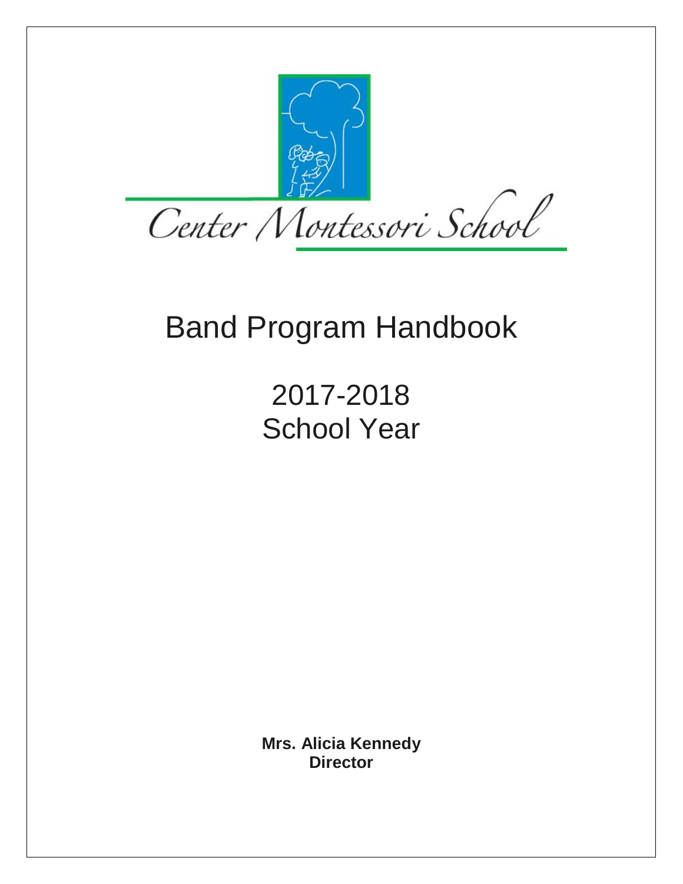Center Montessori School

# Band Program Handbook

## 2017-2018
## School Year

**Mrs. Alicia Kennedy**
**Director**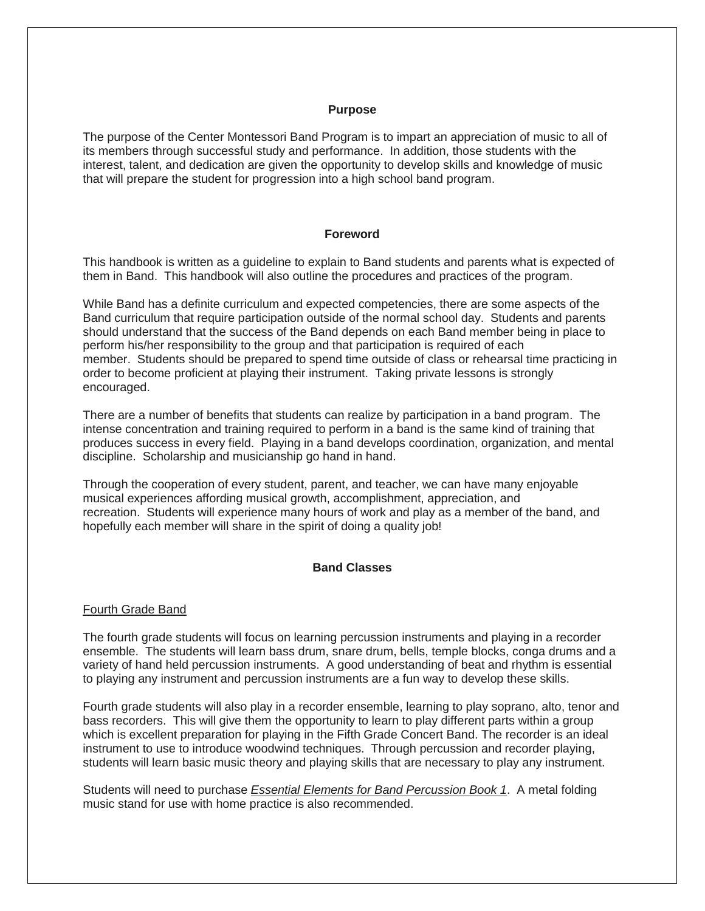## Purpose

The purpose of the Center Montessori Band Program is to impart an appreciation of music to all of its members through successful study and performance. In addition, those students with the interest, talent, and dedication are given the opportunity to develop skills and knowledge of music that will prepare the student for progression into a high school band program.

## Foreword

This handbook is written as a guideline to explain to Band students and parents what is expected of them in Band. This handbook will also outline the procedures and practices of the program.

While Band has a definite curriculum and expected competencies, there are some aspects of the Band curriculum that require participation outside of the normal school day. Students and parents should understand that the success of the Band depends on each Band member being in place to perform his/her responsibility to the group and that participation is required of each member. Students should be prepared to spend time outside of class or rehearsal time practicing in order to become proficient at playing their instrument. Taking private lessons is strongly encouraged.

There are a number of benefits that students can realize by participation in a band program. The intense concentration and training required to perform in a band is the same kind of training that produces success in every field. Playing in a band develops coordination, organization, and mental discipline. Scholarship and musicianship go hand in hand.

Through the cooperation of every student, parent, and teacher, we can have many enjoyable musical experiences affording musical growth, accomplishment, appreciation, and recreation. Students will experience many hours of work and play as a member of the band, and hopefully each member will share in the spirit of doing a quality job!

## Band Classes

### Fourth Grade Band

The fourth grade students will focus on learning percussion instruments and playing in a recorder ensemble. The students will learn bass drum, snare drum, bells, temple blocks, conga drums and a variety of hand held percussion instruments. A good understanding of beat and rhythm is essential to playing any instrument and percussion instruments are a fun way to develop these skills.

Fourth grade students will also play in a recorder ensemble, learning to play soprano, alto, tenor and bass recorders. This will give them the opportunity to learn to play different parts within a group which is excellent preparation for playing in the Fifth Grade Concert Band. The recorder is an ideal instrument to use to introduce woodwind techniques. Through percussion and recorder playing, students will learn basic music theory and playing skills that are necessary to play any instrument.

Students will need to purchase *Essential Elements for Band Percussion Book 1*. A metal folding music stand for use with home practice is also recommended.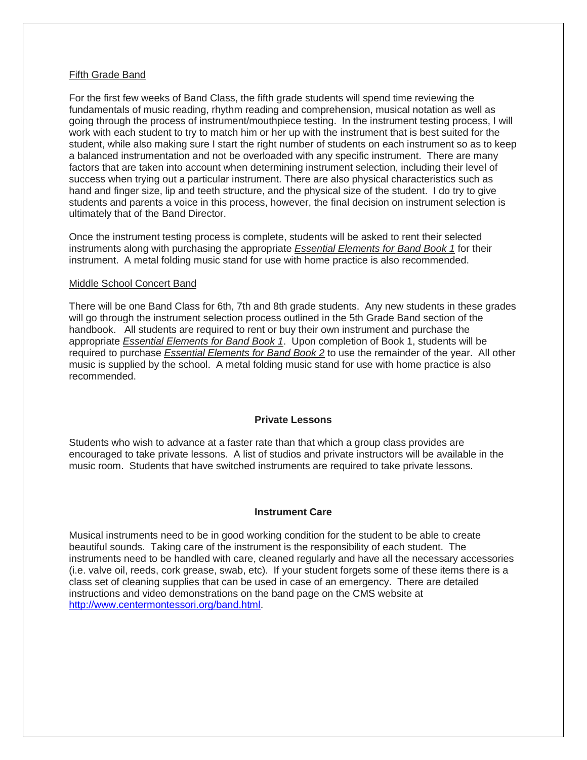<u>Fifth Grade Band</u>

For the first few weeks of Band Class, the fifth grade students will spend time reviewing the fundamentals of music reading, rhythm reading and comprehension, musical notation as well as going through the process of instrument/mouthpiece testing. In the instrument testing process, I will work with each student to try to match him or her up with the instrument that is best suited for the student, while also making sure I start the right number of students on each instrument so as to keep a balanced instrumentation and not be overloaded with any specific instrument. There are many factors that are taken into account when determining instrument selection, including their level of success when trying out a particular instrument. There are also physical characteristics such as hand and finger size, lip and teeth structure, and the physical size of the student. I do try to give students and parents a voice in this process, however, the final decision on instrument selection is ultimately that of the Band Director.

Once the instrument testing process is complete, students will be asked to rent their selected instruments along with purchasing the appropriate *<u>Essential Elements for Band Book 1</u>* for their instrument. A metal folding music stand for use with home practice is also recommended.

<u>Middle School Concert Band</u>

There will be one Band Class for 6th, 7th and 8th grade students. Any new students in these grades will go through the instrument selection process outlined in the 5th Grade Band section of the handbook. All students are required to rent or buy their own instrument and purchase the appropriate *<u>Essential Elements for Band Book 1</u>*. Upon completion of Book 1, students will be required to purchase *<u>Essential Elements for Band Book 2</u>* to use the remainder of the year. All other music is supplied by the school. A metal folding music stand for use with home practice is also recommended.

## Private Lessons

Students who wish to advance at a faster rate than that which a group class provides are encouraged to take private lessons. A list of studios and private instructors will be available in the music room. Students that have switched instruments are required to take private lessons.

## Instrument Care

Musical instruments need to be in good working condition for the student to be able to create beautiful sounds. Taking care of the instrument is the responsibility of each student. The instruments need to be handled with care, cleaned regularly and have all the necessary accessories (i.e. valve oil, reeds, cork grease, swab, etc). If your student forgets some of these items there is a class set of cleaning supplies that can be used in case of an emergency. There are detailed instructions and video demonstrations on the band page on the CMS website at [http://www.centermontessori.org/band.html](http://www.centermontessori.org/band.html).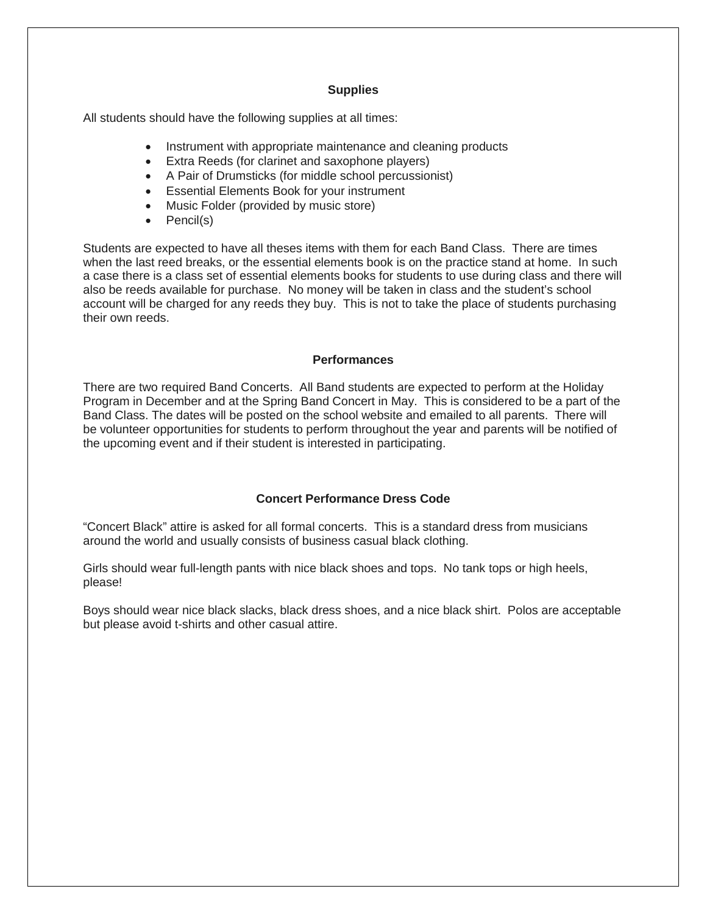## Supplies

All students should have the following supplies at all times:

- Instrument with appropriate maintenance and cleaning products
- Extra Reeds (for clarinet and saxophone players)
- A Pair of Drumsticks (for middle school percussionist)
- Essential Elements Book for your instrument
- Music Folder (provided by music store)
- Pencil(s)

Students are expected to have all theses items with them for each Band Class. There are times when the last reed breaks, or the essential elements book is on the practice stand at home. In such a case there is a class set of essential elements books for students to use during class and there will also be reeds available for purchase. No money will be taken in class and the student's school account will be charged for any reeds they buy. This is not to take the place of students purchasing their own reeds.

## Performances

There are two required Band Concerts. All Band students are expected to perform at the Holiday Program in December and at the Spring Band Concert in May. This is considered to be a part of the Band Class. The dates will be posted on the school website and emailed to all parents. There will be volunteer opportunities for students to perform throughout the year and parents will be notified of the upcoming event and if their student is interested in participating.

## Concert Performance Dress Code

"Concert Black" attire is asked for all formal concerts. This is a standard dress from musicians around the world and usually consists of business casual black clothing.

Girls should wear full-length pants with nice black shoes and tops. No tank tops or high heels, please!

Boys should wear nice black slacks, black dress shoes, and a nice black shirt. Polos are acceptable but please avoid t-shirts and other casual attire.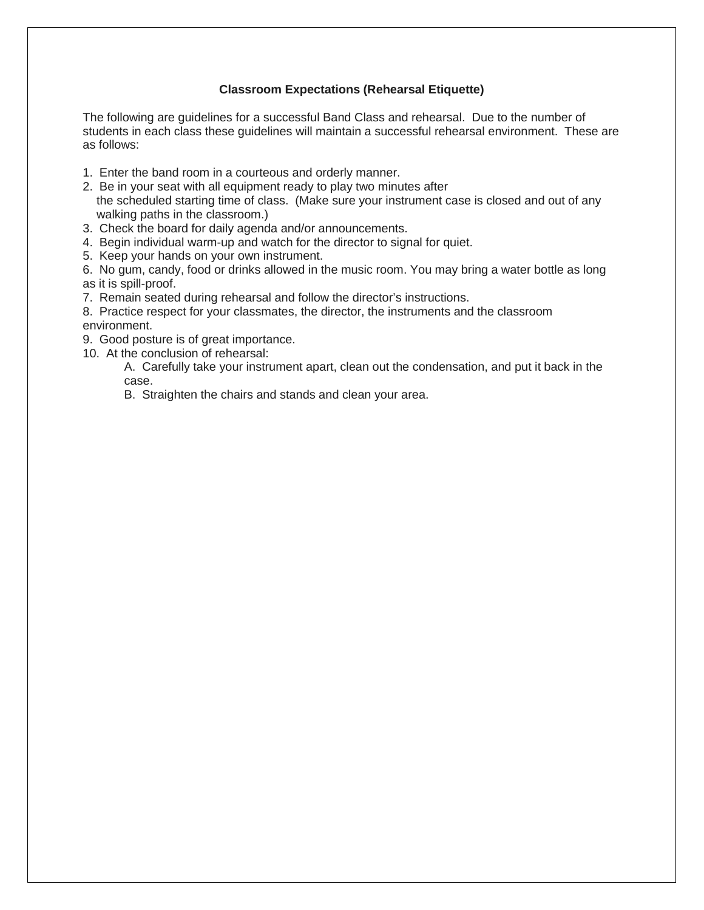**Classroom Expectations (Rehearsal Etiquette)**

The following are guidelines for a successful Band Class and rehearsal. Due to the number of students in each class these guidelines will maintain a successful rehearsal environment. These are as follows:

1. Enter the band room in a courteous and orderly manner.
2. Be in your seat with all equipment ready to play two minutes after the scheduled starting time of class. (Make sure your instrument case is closed and out of any walking paths in the classroom.)
3. Check the board for daily agenda and/or announcements.
4. Begin individual warm-up and watch for the director to signal for quiet.
5. Keep your hands on your own instrument.
6. No gum, candy, food or drinks allowed in the music room. You may bring a water bottle as long as it is spill-proof.
7. Remain seated during rehearsal and follow the director's instructions.
8. Practice respect for your classmates, the director, the instruments and the classroom environment.
9. Good posture is of great importance.
10. At the conclusion of rehearsal:
    - A. Carefully take your instrument apart, clean out the condensation, and put it back in the case.
    - B. Straighten the chairs and stands and clean your area.